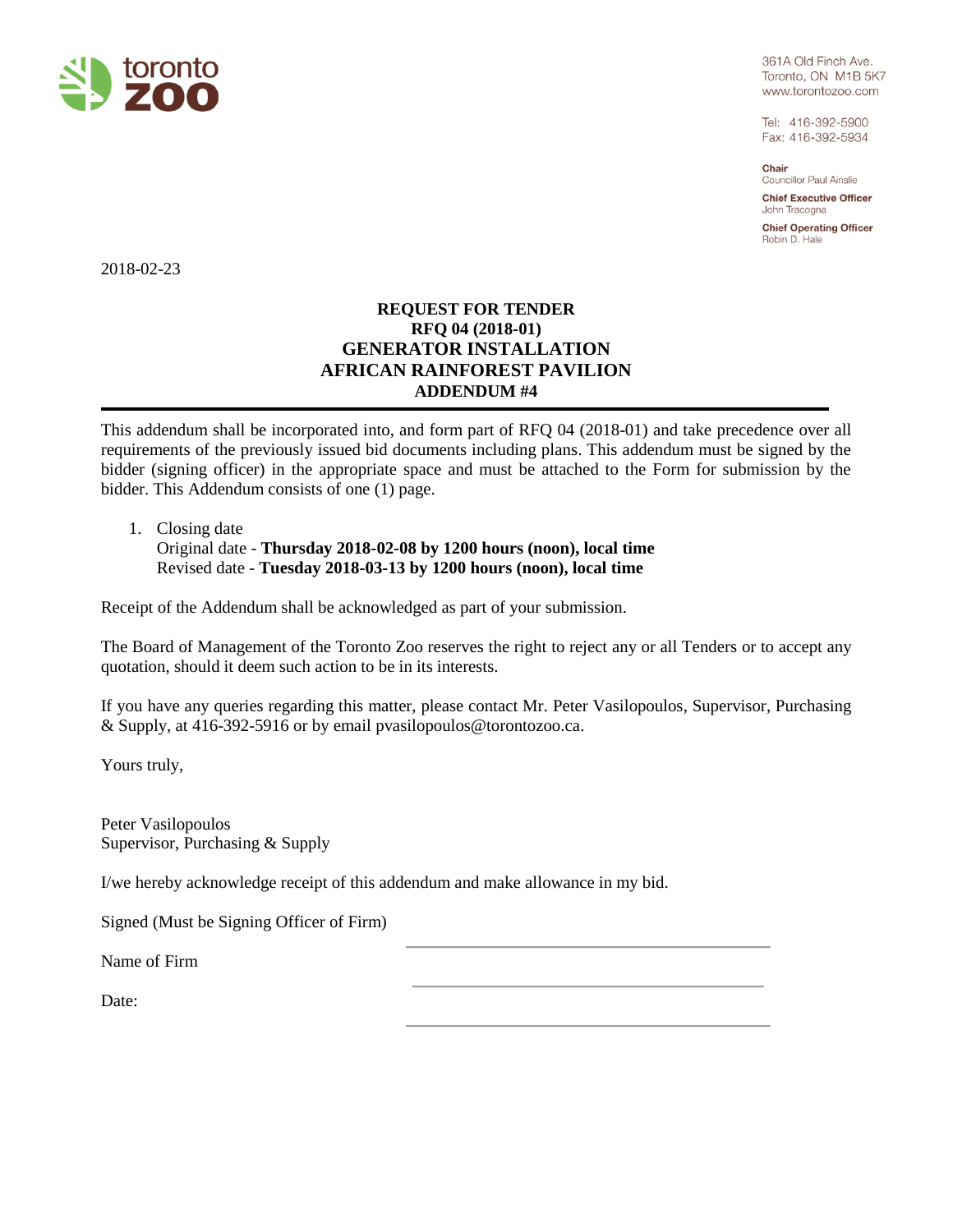toronto zoo

361A Old Finch Ave.
Toronto, ON M1B 5K7
www.torontozoo.com

Tel: 416-392-5900
Fax: 416-392-5934

**Chair**
Councillor Paul Ainslie

**Chief Executive Officer**
John Tracogna

**Chief Operating Officer**
Robin D. Hale

2018-02-23

**REQUEST FOR TENDER**
**RFQ 04 (2018-01)**
**GENERATOR INSTALLATION**
**AFRICAN RAINFOREST PAVILION**
**ADDENDUM #4**

---

This addendum shall be incorporated into, and form part of RFQ 04 (2018-01) and take precedence over all requirements of the previously issued bid documents including plans. This addendum must be signed by the bidder (signing officer) in the appropriate space and must be attached to the Form for submission by the bidder. This Addendum consists of one (1) page.

1. Closing date
   Original date - **Thursday 2018-02-08 by 1200 hours (noon), local time**
   Revised date - **Tuesday 2018-03-13 by 1200 hours (noon), local time**

Receipt of the Addendum shall be acknowledged as part of your submission.

The Board of Management of the Toronto Zoo reserves the right to reject any or all Tenders or to accept any quotation, should it deem such action to be in its interests.

If you have any queries regarding this matter, please contact Mr. Peter Vasilopoulos, Supervisor, Purchasing & Supply, at 416-392-5916 or by email pvasilopoulos@torontozoo.ca.

Yours truly,

Peter Vasilopoulos
Supervisor, Purchasing & Supply

I/we hereby acknowledge receipt of this addendum and make allowance in my bid.

Signed (Must be Signing Officer of Firm) ______________________________

Name of Firm ______________________________

Date: ______________________________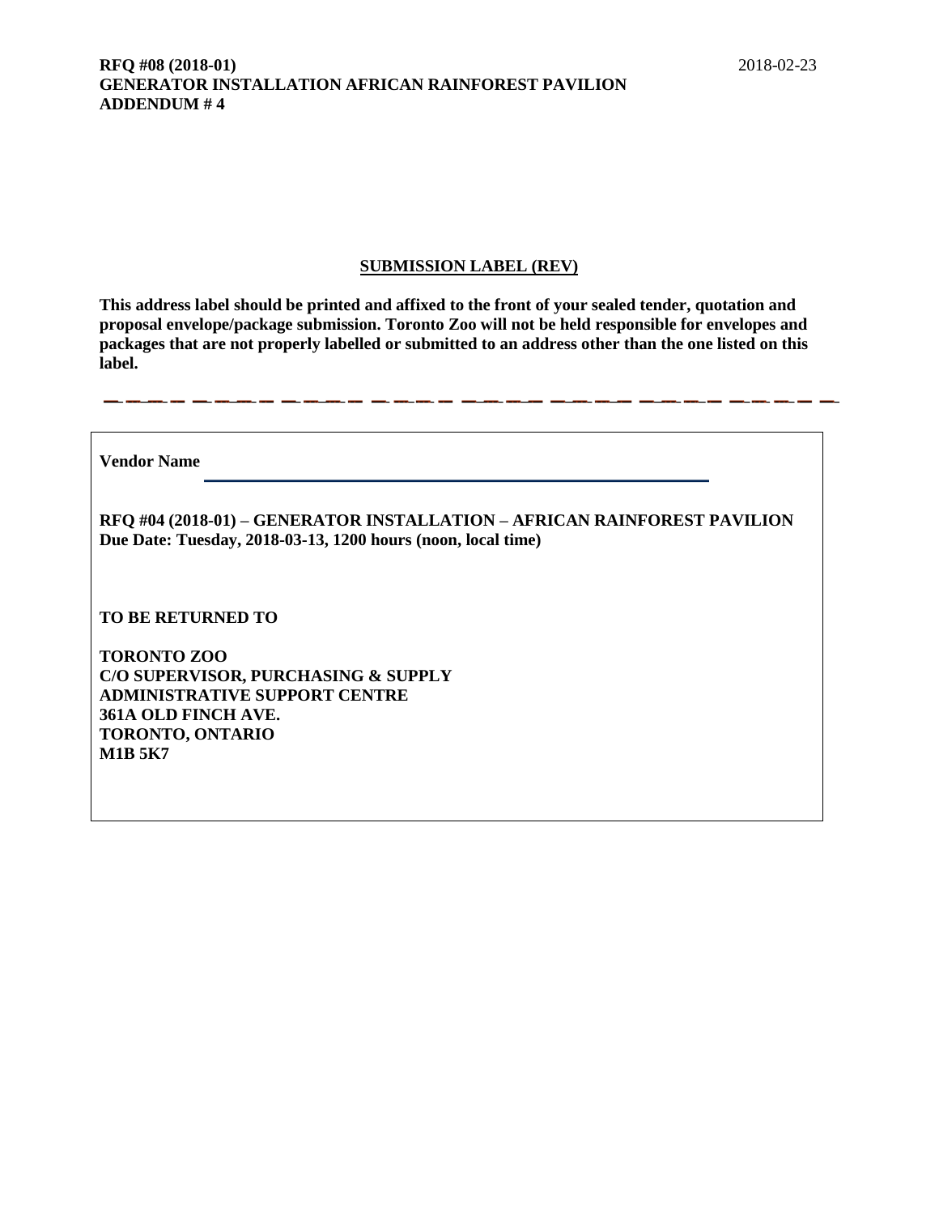**RFQ #08 (2018-01)** 2018-02-23
**GENERATOR INSTALLATION AFRICAN RAINFOREST PAVILION**
**ADDENDUM # 4**

## SUBMISSION LABEL (REV)

**This address label should be printed and affixed to the front of your sealed tender, quotation and proposal envelope/package submission. Toronto Zoo will not be held responsible for envelopes and packages that are not properly labelled or submitted to an address other than the one listed on this label.**

---

**Vendor Name** ______________________________________________

**RFQ #04 (2018-01) – GENERATOR INSTALLATION – AFRICAN RAINFOREST PAVILION**
**Due Date: Tuesday, 2018-03-13, 1200 hours (noon, local time)**

**TO BE RETURNED TO**

**TORONTO ZOO**
**C/O SUPERVISOR, PURCHASING & SUPPLY**
**ADMINISTRATIVE SUPPORT CENTRE**
**361A OLD FINCH AVE.**
**TORONTO, ONTARIO**
**M1B 5K7**